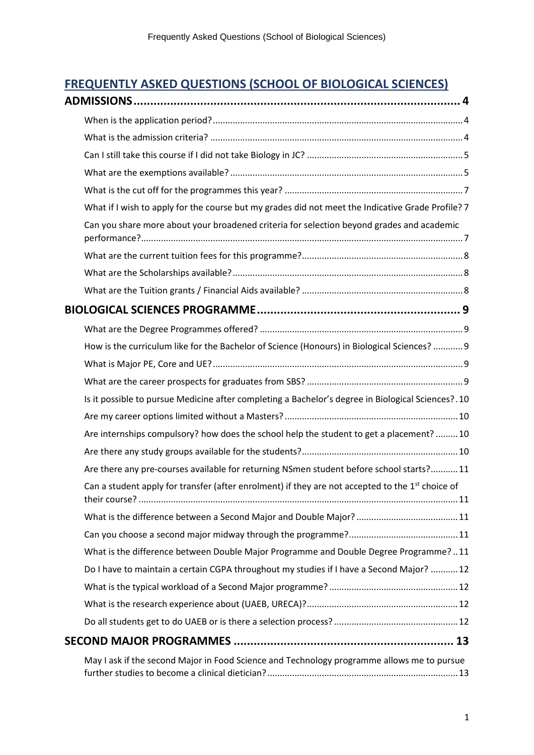# FREQUENTLY ASKED QUESTIONS (SCHOOL OF BIOLOGICAL SCIENCES)

**ADMISSIONS** .......... 4

- When is the application period? .......... 4
- What is the admission criteria? .......... 4
- Can I still take this course if I did not take Biology in JC? .......... 5
- What are the exemptions available? .......... 5
- What is the cut off for the programmes this year? .......... 7
- What if I wish to apply for the course but my grades did not meet the Indicative Grade Profile? 7
- Can you share more about your broadened criteria for selection beyond grades and academic performance? .......... 7
- What are the current tuition fees for this programme? .......... 8
- What are the Scholarships available? .......... 8
- What are the Tuition grants / Financial Aids available? .......... 8

**BIOLOGICAL SCIENCES PROGRAMME** .......... 9

- What are the Degree Programmes offered? .......... 9
- How is the curriculum like for the Bachelor of Science (Honours) in Biological Sciences? .......... 9
- What is Major PE, Core and UE? .......... 9
- What are the career prospects for graduates from SBS? .......... 9
- Is it possible to pursue Medicine after completing a Bachelor's degree in Biological Sciences? . 10
- Are my career options limited without a Masters? .......... 10
- Are internships compulsory? how does the school help the student to get a placement? .......... 10
- Are there any study groups available for the students? .......... 10
- Are there any pre-courses available for returning NSmen student before school starts? .......... 11
- Can a student apply for transfer (after enrolment) if they are not accepted to the 1st choice of their course? .......... 11
- What is the difference between a Second Major and Double Major? .......... 11
- Can you choose a second major midway through the programme? .......... 11
- What is the difference between Double Major Programme and Double Degree Programme? .. 11
- Do I have to maintain a certain CGPA throughout my studies if I have a Second Major? .......... 12
- What is the typical workload of a Second Major programme? .......... 12
- What is the research experience about (UAEB, URECA)? .......... 12
- Do all students get to do UAEB or is there a selection process? .......... 12

**SECOND MAJOR PROGRAMMES** .......... 13

- May I ask if the second Major in Food Science and Technology programme allows me to pursue further studies to become a clinical dietician? .......... 13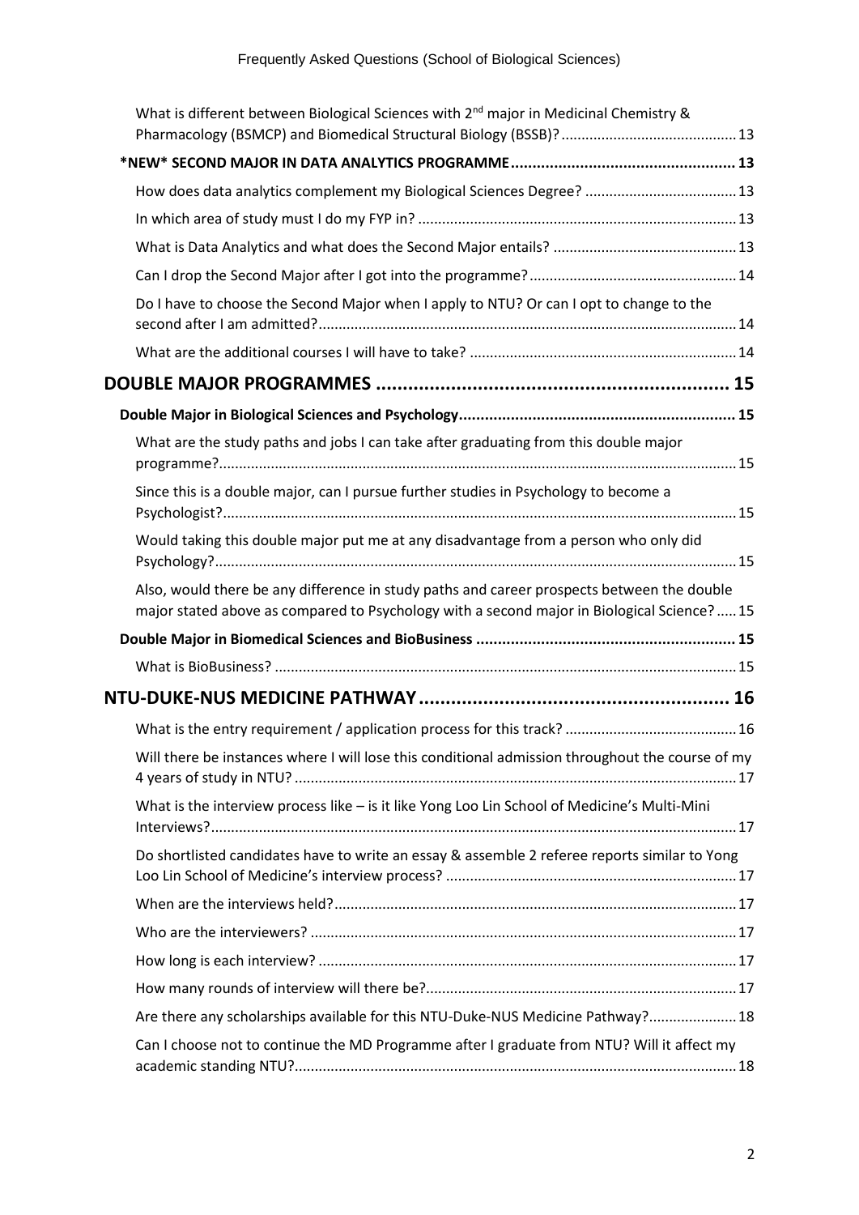What is different between Biological Sciences with 2nd major in Medicinal Chemistry & Pharmacology (BSMCP) and Biomedical Structural Biology (BSSB)? ........ 13

**\*NEW\* SECOND MAJOR IN DATA ANALYTICS PROGRAMME** ........ 13

How does data analytics complement my Biological Sciences Degree? ........ 13

In which area of study must I do my FYP in? ........ 13

What is Data Analytics and what does the Second Major entails? ........ 13

Can I drop the Second Major after I got into the programme? ........ 14

Do I have to choose the Second Major when I apply to NTU? Or can I opt to change to the second after I am admitted? ........ 14

What are the additional courses I will have to take? ........ 14

# DOUBLE MAJOR PROGRAMMES ........ 15

**Double Major in Biological Sciences and Psychology** ........ 15

What are the study paths and jobs I can take after graduating from this double major programme? ........ 15

Since this is a double major, can I pursue further studies in Psychology to become a Psychologist? ........ 15

Would taking this double major put me at any disadvantage from a person who only did Psychology? ........ 15

Also, would there be any difference in study paths and career prospects between the double major stated above as compared to Psychology with a second major in Biological Science? ........ 15

**Double Major in Biomedical Sciences and BioBusiness** ........ 15

What is BioBusiness? ........ 15

# NTU-DUKE-NUS MEDICINE PATHWAY ........ 16

What is the entry requirement / application process for this track? ........ 16

Will there be instances where I will lose this conditional admission throughout the course of my 4 years of study in NTU? ........ 17

What is the interview process like – is it like Yong Loo Lin School of Medicine's Multi-Mini Interviews? ........ 17

Do shortlisted candidates have to write an essay & assemble 2 referee reports similar to Yong Loo Lin School of Medicine's interview process? ........ 17

When are the interviews held? ........ 17

Who are the interviewers? ........ 17

How long is each interview? ........ 17

How many rounds of interview will there be? ........ 17

Are there any scholarships available for this NTU-Duke-NUS Medicine Pathway? ........ 18

Can I choose not to continue the MD Programme after I graduate from NTU? Will it affect my academic standing NTU? ........ 18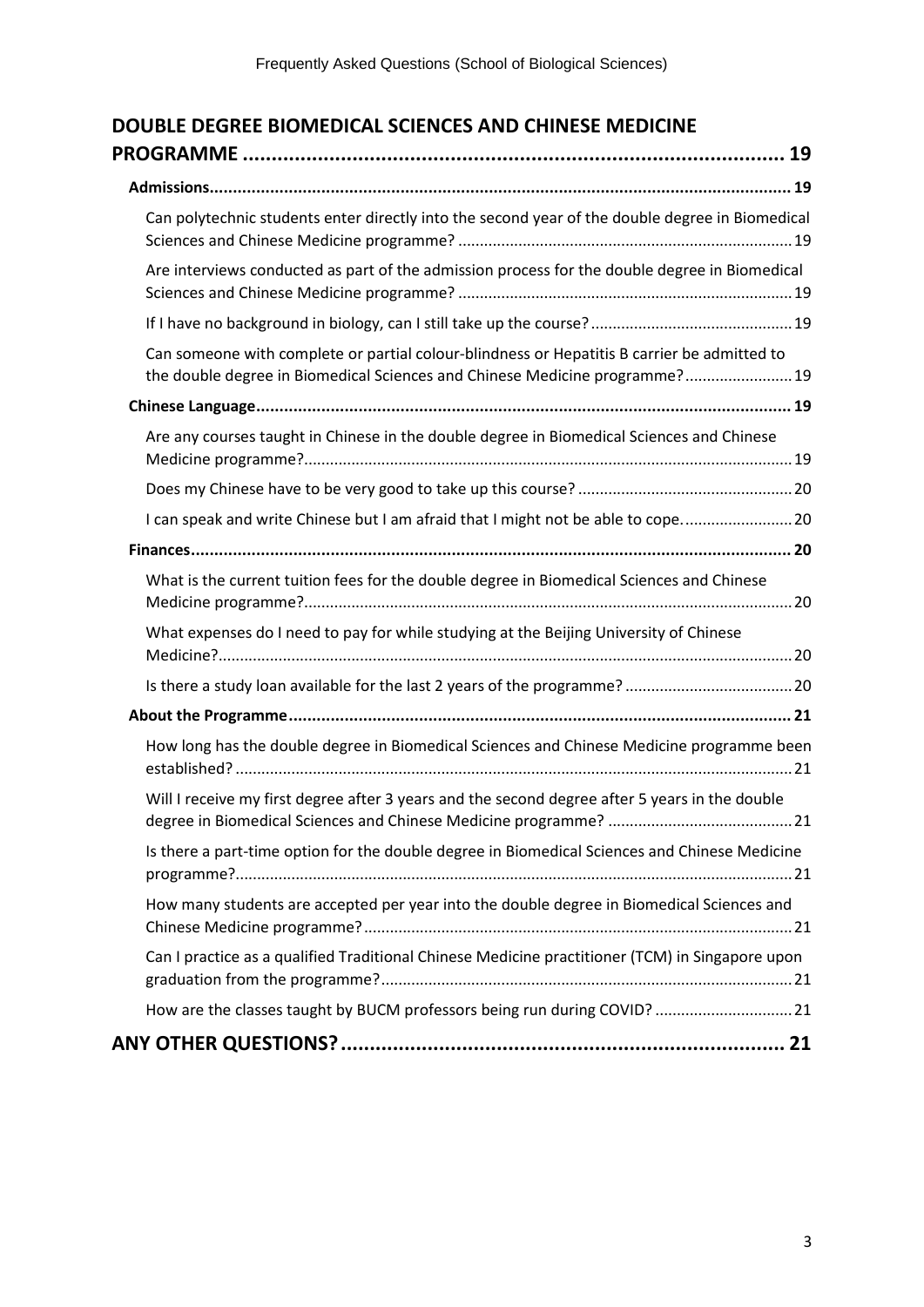**DOUBLE DEGREE BIOMEDICAL SCIENCES AND CHINESE MEDICINE PROGRAMME ............ 19**

- **Admissions ............ 19**
  - Can polytechnic students enter directly into the second year of the double degree in Biomedical Sciences and Chinese Medicine programme? ............ 19
  - Are interviews conducted as part of the admission process for the double degree in Biomedical Sciences and Chinese Medicine programme? ............ 19
  - If I have no background in biology, can I still take up the course? ............ 19
  - Can someone with complete or partial colour-blindness or Hepatitis B carrier be admitted to the double degree in Biomedical Sciences and Chinese Medicine programme? ............ 19
- **Chinese Language ............ 19**
  - Are any courses taught in Chinese in the double degree in Biomedical Sciences and Chinese Medicine programme? ............ 19
  - Does my Chinese have to be very good to take up this course? ............ 20
  - I can speak and write Chinese but I am afraid that I might not be able to cope. ............ 20
- **Finances ............ 20**
  - What is the current tuition fees for the double degree in Biomedical Sciences and Chinese Medicine programme? ............ 20
  - What expenses do I need to pay for while studying at the Beijing University of Chinese Medicine? ............ 20
  - Is there a study loan available for the last 2 years of the programme? ............ 20
- **About the Programme ............ 21**
  - How long has the double degree in Biomedical Sciences and Chinese Medicine programme been established? ............ 21
  - Will I receive my first degree after 3 years and the second degree after 5 years in the double degree in Biomedical Sciences and Chinese Medicine programme? ............ 21
  - Is there a part-time option for the double degree in Biomedical Sciences and Chinese Medicine programme? ............ 21
  - How many students are accepted per year into the double degree in Biomedical Sciences and Chinese Medicine programme? ............ 21
  - Can I practice as a qualified Traditional Chinese Medicine practitioner (TCM) in Singapore upon graduation from the programme? ............ 21
  - How are the classes taught by BUCM professors being run during COVID? ............ 21

**ANY OTHER QUESTIONS? ............ 21**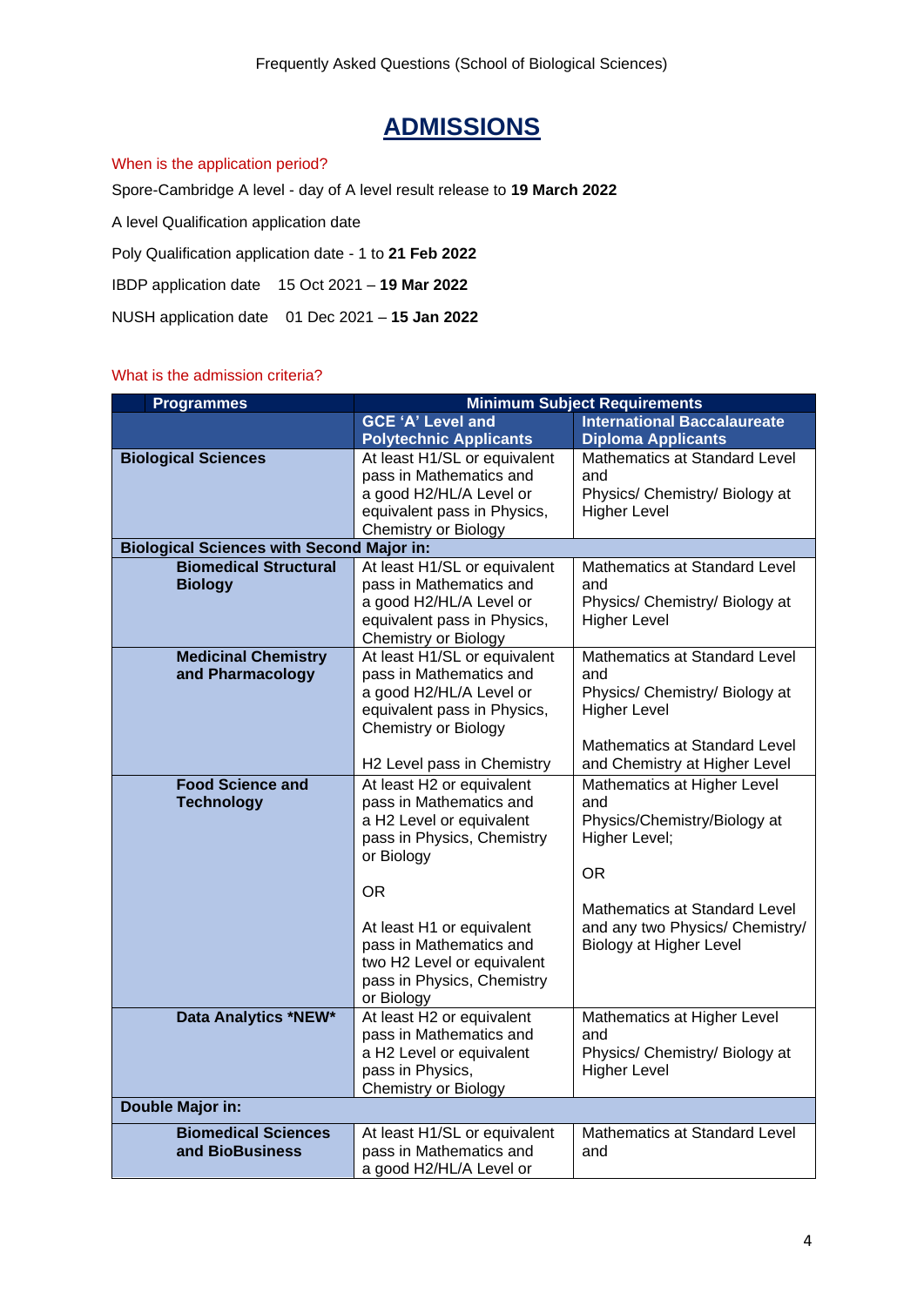# ADMISSIONS

When is the application period?

Spore-Cambridge A level - day of A level result release to **19 March 2022**

A level Qualification application date

Poly Qualification application date - 1 to **21 Feb 2022**

IBDP application date  15 Oct 2021 – **19 Mar 2022**

NUSH application date  01 Dec 2021 – **15 Jan 2022**

What is the admission criteria?

| Programmes | Minimum Subject Requirements | |
|---|---|---|
| | **GCE 'A' Level and Polytechnic Applicants** | **International Baccalaureate Diploma Applicants** |
| **Biological Sciences** | At least H1/SL or equivalent pass in Mathematics and a good H2/HL/A Level or equivalent pass in Physics, Chemistry or Biology | Mathematics at Standard Level and Physics/ Chemistry/ Biology at Higher Level |
| **Biological Sciences with Second Major in:** | | |
| **Biomedical Structural Biology** | At least H1/SL or equivalent pass in Mathematics and a good H2/HL/A Level or equivalent pass in Physics, Chemistry or Biology | Mathematics at Standard Level and Physics/ Chemistry/ Biology at Higher Level |
| **Medicinal Chemistry and Pharmacology** | At least H1/SL or equivalent pass in Mathematics and a good H2/HL/A Level or equivalent pass in Physics, Chemistry or Biology<br><br>H2 Level pass in Chemistry | Mathematics at Standard Level and Physics/ Chemistry/ Biology at Higher Level<br><br>Mathematics at Standard Level and Chemistry at Higher Level |
| **Food Science and Technology** | At least H2 or equivalent pass in Mathematics and a H2 Level or equivalent pass in Physics, Chemistry or Biology<br><br>OR<br><br>At least H1 or equivalent pass in Mathematics and two H2 Level or equivalent pass in Physics, Chemistry or Biology | Mathematics at Higher Level and Physics/Chemistry/Biology at Higher Level;<br><br>OR<br><br>Mathematics at Standard Level and any two Physics/ Chemistry/ Biology at Higher Level |
| **Data Analytics \*NEW\*** | At least H2 or equivalent pass in Mathematics and a H2 Level or equivalent pass in Physics, Chemistry or Biology | Mathematics at Higher Level and Physics/ Chemistry/ Biology at Higher Level |
| **Double Major in:** | | |
| **Biomedical Sciences and BioBusiness** | At least H1/SL or equivalent pass in Mathematics and a good H2/HL/A Level or | Mathematics at Standard Level and |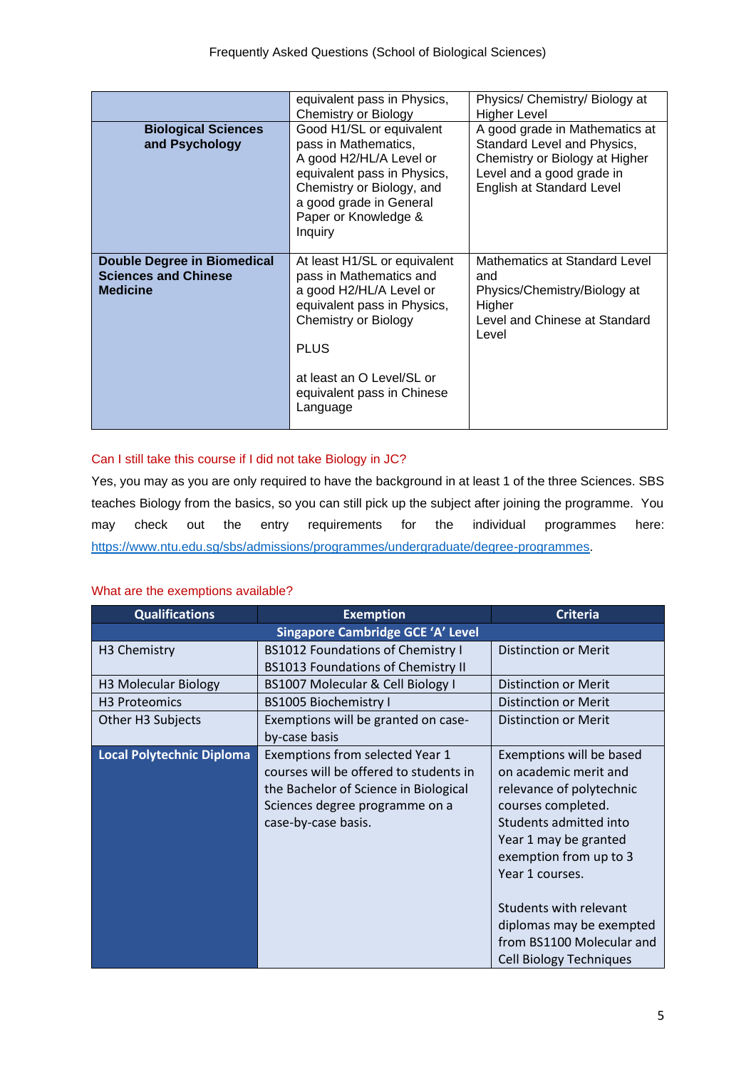| | | |
|---|---|---|
| | equivalent pass in Physics, Chemistry or Biology | Physics/ Chemistry/ Biology at Higher Level |
| **Biological Sciences and Psychology** | Good H1/SL or equivalent pass in Mathematics, A good H2/HL/A Level or equivalent pass in Physics, Chemistry or Biology, and a good grade in General Paper or Knowledge & Inquiry | A good grade in Mathematics at Standard Level and Physics, Chemistry or Biology at Higher Level and a good grade in English at Standard Level |
| **Double Degree in Biomedical Sciences and Chinese Medicine** | At least H1/SL or equivalent pass in Mathematics and a good H2/HL/A Level or equivalent pass in Physics, Chemistry or Biology<br><br>PLUS<br><br>at least an O Level/SL or equivalent pass in Chinese Language | Mathematics at Standard Level and Physics/Chemistry/Biology at Higher Level and Chinese at Standard Level |

Can I still take this course if I did not take Biology in JC?

Yes, you may as you are only required to have the background in at least 1 of the three Sciences. SBS teaches Biology from the basics, so you can still pick up the subject after joining the programme. You may check out the entry requirements for the individual programmes here: https://www.ntu.edu.sg/sbs/admissions/programmes/undergraduate/degree-programmes.

What are the exemptions available?

| Qualifications | Exemption | Criteria |
|---|---|---|
| **Singapore Cambridge GCE 'A' Level** | | |
| H3 Chemistry | BS1012 Foundations of Chemistry I<br>BS1013 Foundations of Chemistry II | Distinction or Merit |
| H3 Molecular Biology | BS1007 Molecular & Cell Biology I | Distinction or Merit |
| H3 Proteomics | BS1005 Biochemistry I | Distinction or Merit |
| Other H3 Subjects | Exemptions will be granted on case-by-case basis | Distinction or Merit |
| **Local Polytechnic Diploma** | Exemptions from selected Year 1 courses will be offered to students in the Bachelor of Science in Biological Sciences degree programme on a case-by-case basis. | Exemptions will be based on academic merit and relevance of polytechnic courses completed. Students admitted into Year 1 may be granted exemption from up to 3 Year 1 courses.<br><br>Students with relevant diplomas may be exempted from BS1100 Molecular and Cell Biology Techniques |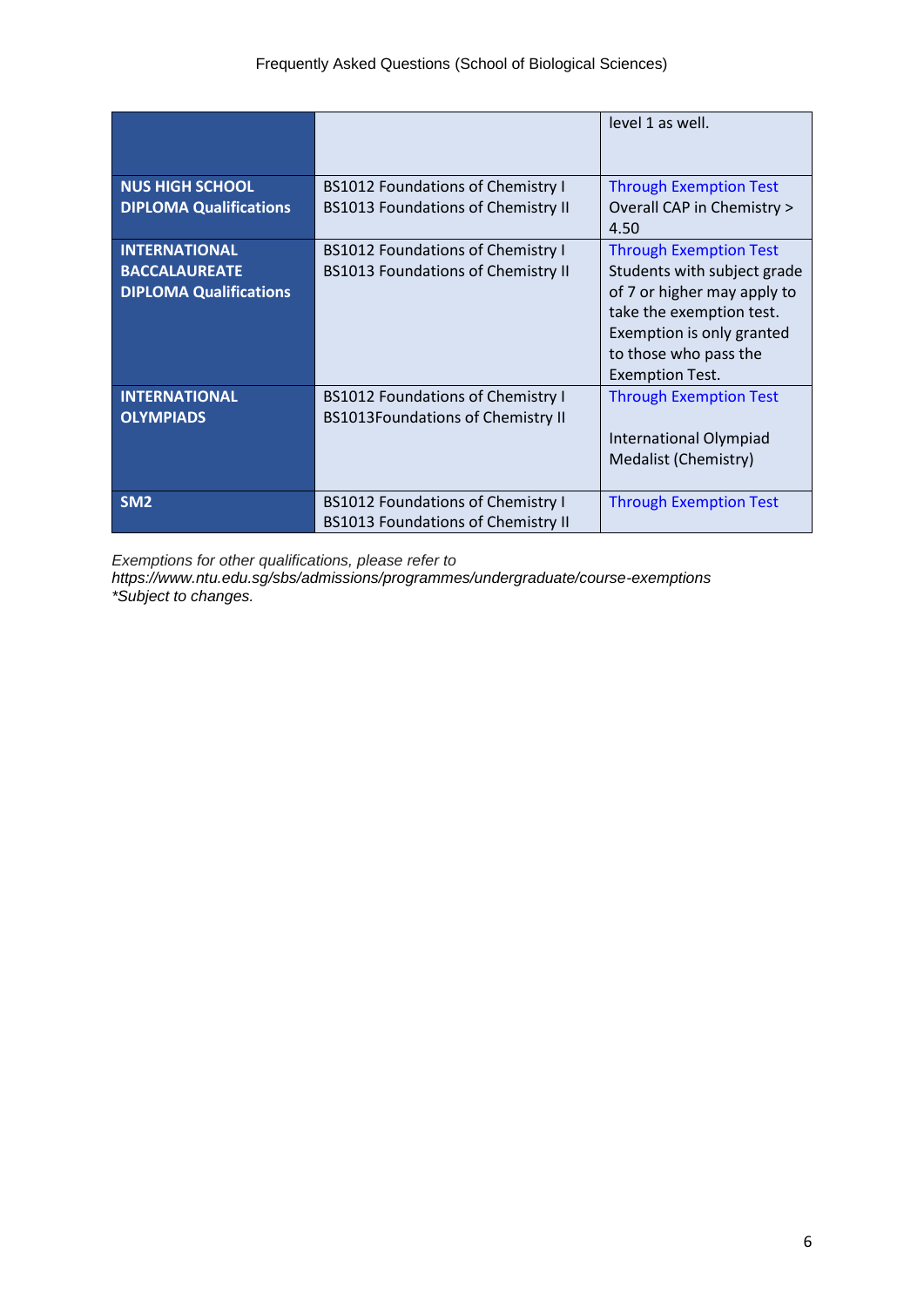| | | |
|---|---|---|
| | | level 1 as well. |
| **NUS HIGH SCHOOL DIPLOMA Qualifications** | BS1012 Foundations of Chemistry I<br>BS1013 Foundations of Chemistry II | Through Exemption Test<br>Overall CAP in Chemistry > 4.50 |
| **INTERNATIONAL BACCALAUREATE DIPLOMA Qualifications** | BS1012 Foundations of Chemistry I<br>BS1013 Foundations of Chemistry II | Through Exemption Test<br>Students with subject grade of 7 or higher may apply to take the exemption test. Exemption is only granted to those who pass the Exemption Test. |
| **INTERNATIONAL OLYMPIADS** | BS1012 Foundations of Chemistry I<br>BS1013Foundations of Chemistry II | Through Exemption Test<br><br>International Olympiad Medalist (Chemistry) |
| **SM2** | BS1012 Foundations of Chemistry I<br>BS1013 Foundations of Chemistry II | Through Exemption Test |

*Exemptions for other qualifications, please refer to https://www.ntu.edu.sg/sbs/admissions/programmes/undergraduate/course-exemptions*
*\*Subject to changes.*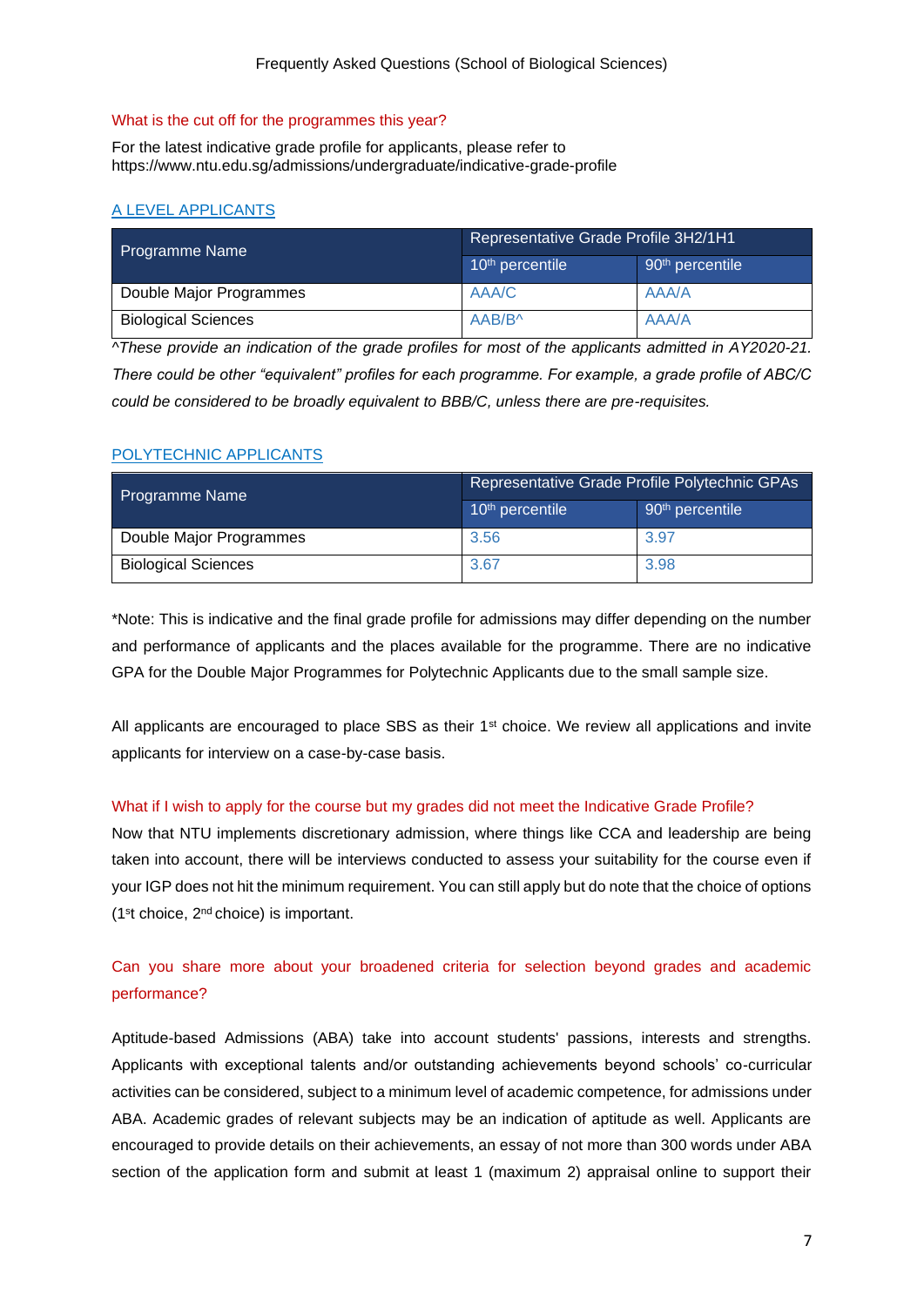Frequently Asked Questions (School of Biological Sciences)

### What is the cut off for the programmes this year?

For the latest indicative grade profile for applicants, please refer to https://www.ntu.edu.sg/admissions/undergraduate/indicative-grade-profile

#### A LEVEL APPLICANTS

| Programme Name | Representative Grade Profile 3H2/1H1 | |
|---|---|---|
| | 10th percentile | 90th percentile |
| Double Major Programmes | AAA/C | AAA/A |
| Biological Sciences | AAB/B^ | AAA/A |

*^These provide an indication of the grade profiles for most of the applicants admitted in AY2020-21. There could be other "equivalent" profiles for each programme. For example, a grade profile of ABC/C could be considered to be broadly equivalent to BBB/C, unless there are pre-requisites.*

#### POLYTECHNIC APPLICANTS

| Programme Name | Representative Grade Profile Polytechnic GPAs | |
|---|---|---|
| | 10th percentile | 90th percentile |
| Double Major Programmes | 3.56 | 3.97 |
| Biological Sciences | 3.67 | 3.98 |

*Note: This is indicative and the final grade profile for admissions may differ depending on the number and performance of applicants and the places available for the programme. There are no indicative GPA for the Double Major Programmes for Polytechnic Applicants due to the small sample size.

All applicants are encouraged to place SBS as their 1st choice. We review all applications and invite applicants for interview on a case-by-case basis.

### What if I wish to apply for the course but my grades did not meet the Indicative Grade Profile?

Now that NTU implements discretionary admission, where things like CCA and leadership are being taken into account, there will be interviews conducted to assess your suitability for the course even if your IGP does not hit the minimum requirement. You can still apply but do note that the choice of options (1st choice, 2nd choice) is important.

### Can you share more about your broadened criteria for selection beyond grades and academic performance?

Aptitude-based Admissions (ABA) take into account students' passions, interests and strengths. Applicants with exceptional talents and/or outstanding achievements beyond schools' co-curricular activities can be considered, subject to a minimum level of academic competence, for admissions under ABA. Academic grades of relevant subjects may be an indication of aptitude as well. Applicants are encouraged to provide details on their achievements, an essay of not more than 300 words under ABA section of the application form and submit at least 1 (maximum 2) appraisal online to support their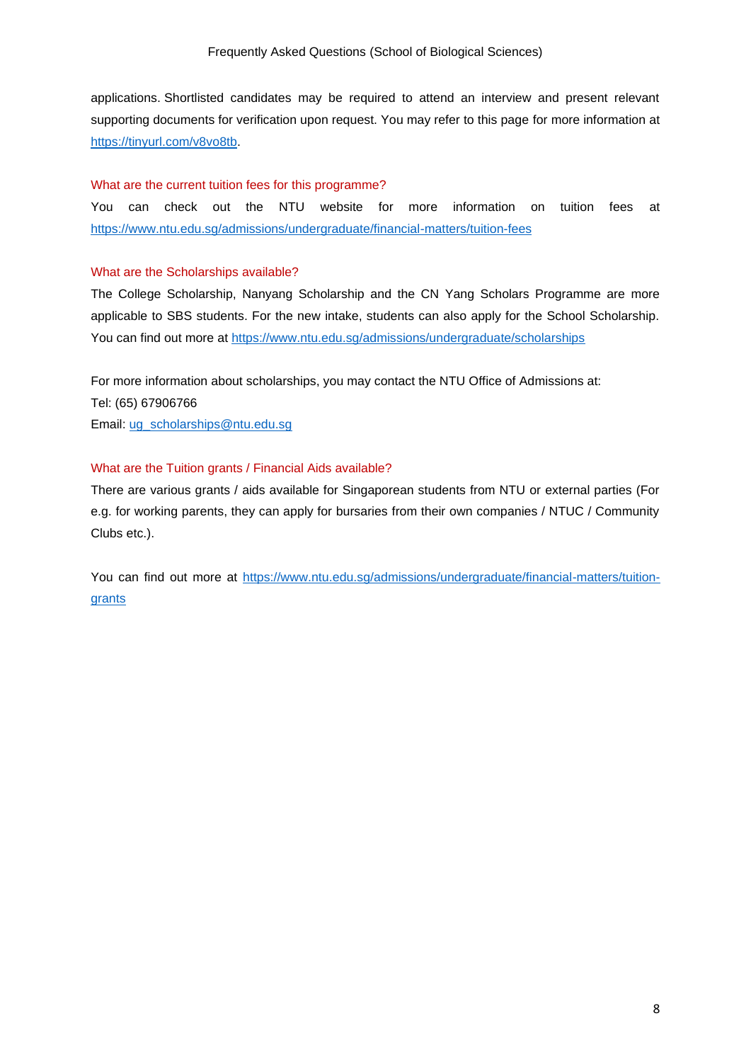applications. Shortlisted candidates may be required to attend an interview and present relevant supporting documents for verification upon request. You may refer to this page for more information at https://tinyurl.com/v8vo8tb.

### What are the current tuition fees for this programme?

You can check out the NTU website for more information on tuition fees at https://www.ntu.edu.sg/admissions/undergraduate/financial-matters/tuition-fees

### What are the Scholarships available?

The College Scholarship, Nanyang Scholarship and the CN Yang Scholars Programme are more applicable to SBS students. For the new intake, students can also apply for the School Scholarship. You can find out more at https://www.ntu.edu.sg/admissions/undergraduate/scholarships

For more information about scholarships, you may contact the NTU Office of Admissions at:
Tel: (65) 67906766
Email: ug_scholarships@ntu.edu.sg

### What are the Tuition grants / Financial Aids available?

There are various grants / aids available for Singaporean students from NTU or external parties (For e.g. for working parents, they can apply for bursaries from their own companies / NTUC / Community Clubs etc.).

You can find out more at https://www.ntu.edu.sg/admissions/undergraduate/financial-matters/tuition-grants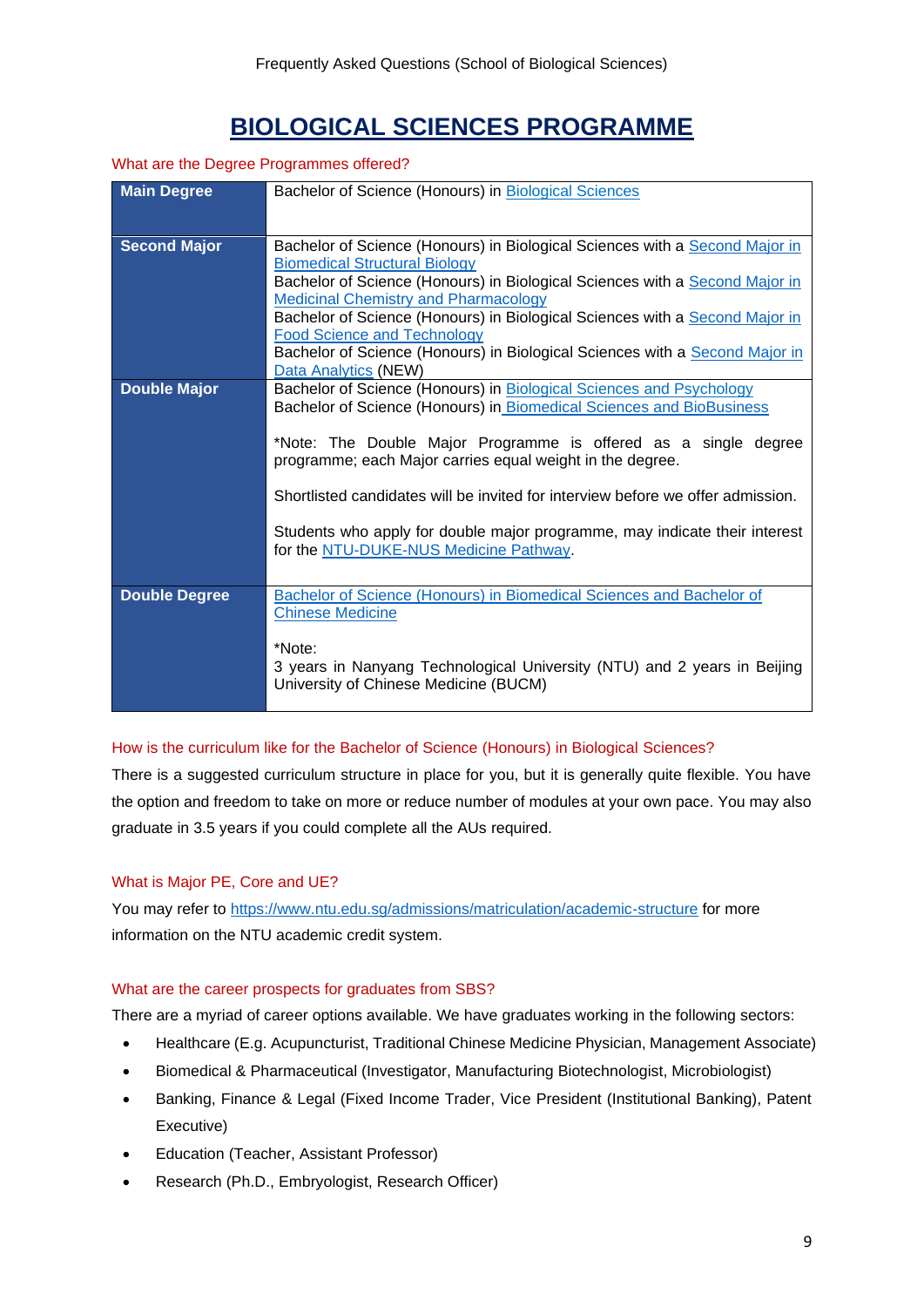# BIOLOGICAL SCIENCES PROGRAMME

What are the Degree Programmes offered?

| | |
|---|---|
| **Main Degree** | Bachelor of Science (Honours) in Biological Sciences |
| **Second Major** | Bachelor of Science (Honours) in Biological Sciences with a Second Major in Biomedical Structural Biology<br>Bachelor of Science (Honours) in Biological Sciences with a Second Major in Medicinal Chemistry and Pharmacology<br>Bachelor of Science (Honours) in Biological Sciences with a Second Major in Food Science and Technology<br>Bachelor of Science (Honours) in Biological Sciences with a Second Major in Data Analytics (NEW) |
| **Double Major** | Bachelor of Science (Honours) in Biological Sciences and Psychology<br>Bachelor of Science (Honours) in Biomedical Sciences and BioBusiness<br><br>*Note: The Double Major Programme is offered as a single degree programme; each Major carries equal weight in the degree.<br><br>Shortlisted candidates will be invited for interview before we offer admission.<br><br>Students who apply for double major programme, may indicate their interest for the NTU-DUKE-NUS Medicine Pathway. |
| **Double Degree** | Bachelor of Science (Honours) in Biomedical Sciences and Bachelor of Chinese Medicine<br><br>*Note:<br>3 years in Nanyang Technological University (NTU) and 2 years in Beijing University of Chinese Medicine (BUCM) |

How is the curriculum like for the Bachelor of Science (Honours) in Biological Sciences?

There is a suggested curriculum structure in place for you, but it is generally quite flexible. You have the option and freedom to take on more or reduce number of modules at your own pace. You may also graduate in 3.5 years if you could complete all the AUs required.

What is Major PE, Core and UE?

You may refer to https://www.ntu.edu.sg/admissions/matriculation/academic-structure for more information on the NTU academic credit system.

What are the career prospects for graduates from SBS?

There are a myriad of career options available. We have graduates working in the following sectors:

- Healthcare (E.g. Acupuncturist, Traditional Chinese Medicine Physician, Management Associate)
- Biomedical & Pharmaceutical (Investigator, Manufacturing Biotechnologist, Microbiologist)
- Banking, Finance & Legal (Fixed Income Trader, Vice President (Institutional Banking), Patent Executive)
- Education (Teacher, Assistant Professor)
- Research (Ph.D., Embryologist, Research Officer)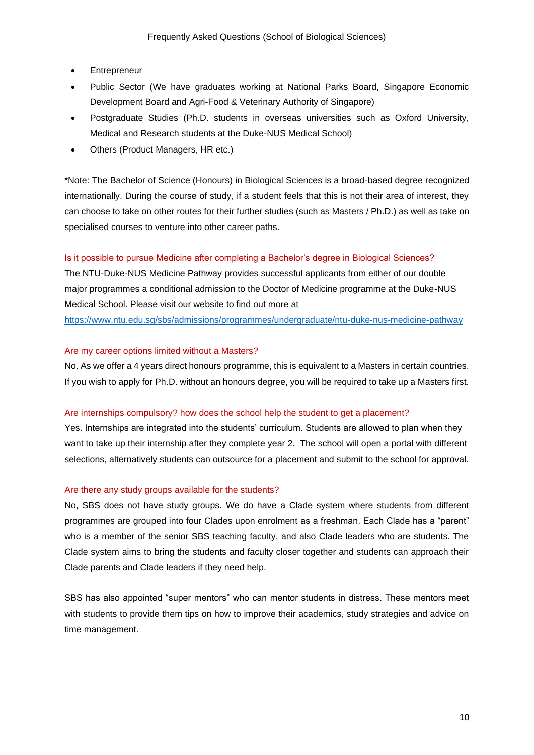- Entrepreneur
- Public Sector (We have graduates working at National Parks Board, Singapore Economic Development Board and Agri-Food & Veterinary Authority of Singapore)
- Postgraduate Studies (Ph.D. students in overseas universities such as Oxford University, Medical and Research students at the Duke-NUS Medical School)
- Others (Product Managers, HR etc.)

*Note: The Bachelor of Science (Honours) in Biological Sciences is a broad-based degree recognized internationally. During the course of study, if a student feels that this is not their area of interest, they can choose to take on other routes for their further studies (such as Masters / Ph.D.) as well as take on specialised courses to venture into other career paths.

### Is it possible to pursue Medicine after completing a Bachelor's degree in Biological Sciences?

The NTU-Duke-NUS Medicine Pathway provides successful applicants from either of our double major programmes a conditional admission to the Doctor of Medicine programme at the Duke-NUS Medical School. Please visit our website to find out more at
https://www.ntu.edu.sg/sbs/admissions/programmes/undergraduate/ntu-duke-nus-medicine-pathway

### Are my career options limited without a Masters?

No. As we offer a 4 years direct honours programme, this is equivalent to a Masters in certain countries. If you wish to apply for Ph.D. without an honours degree, you will be required to take up a Masters first.

### Are internships compulsory? how does the school help the student to get a placement?

Yes. Internships are integrated into the students' curriculum. Students are allowed to plan when they want to take up their internship after they complete year 2. The school will open a portal with different selections, alternatively students can outsource for a placement and submit to the school for approval.

### Are there any study groups available for the students?

No, SBS does not have study groups. We do have a Clade system where students from different programmes are grouped into four Clades upon enrolment as a freshman. Each Clade has a "parent" who is a member of the senior SBS teaching faculty, and also Clade leaders who are students. The Clade system aims to bring the students and faculty closer together and students can approach their Clade parents and Clade leaders if they need help.

SBS has also appointed "super mentors" who can mentor students in distress. These mentors meet with students to provide them tips on how to improve their academics, study strategies and advice on time management.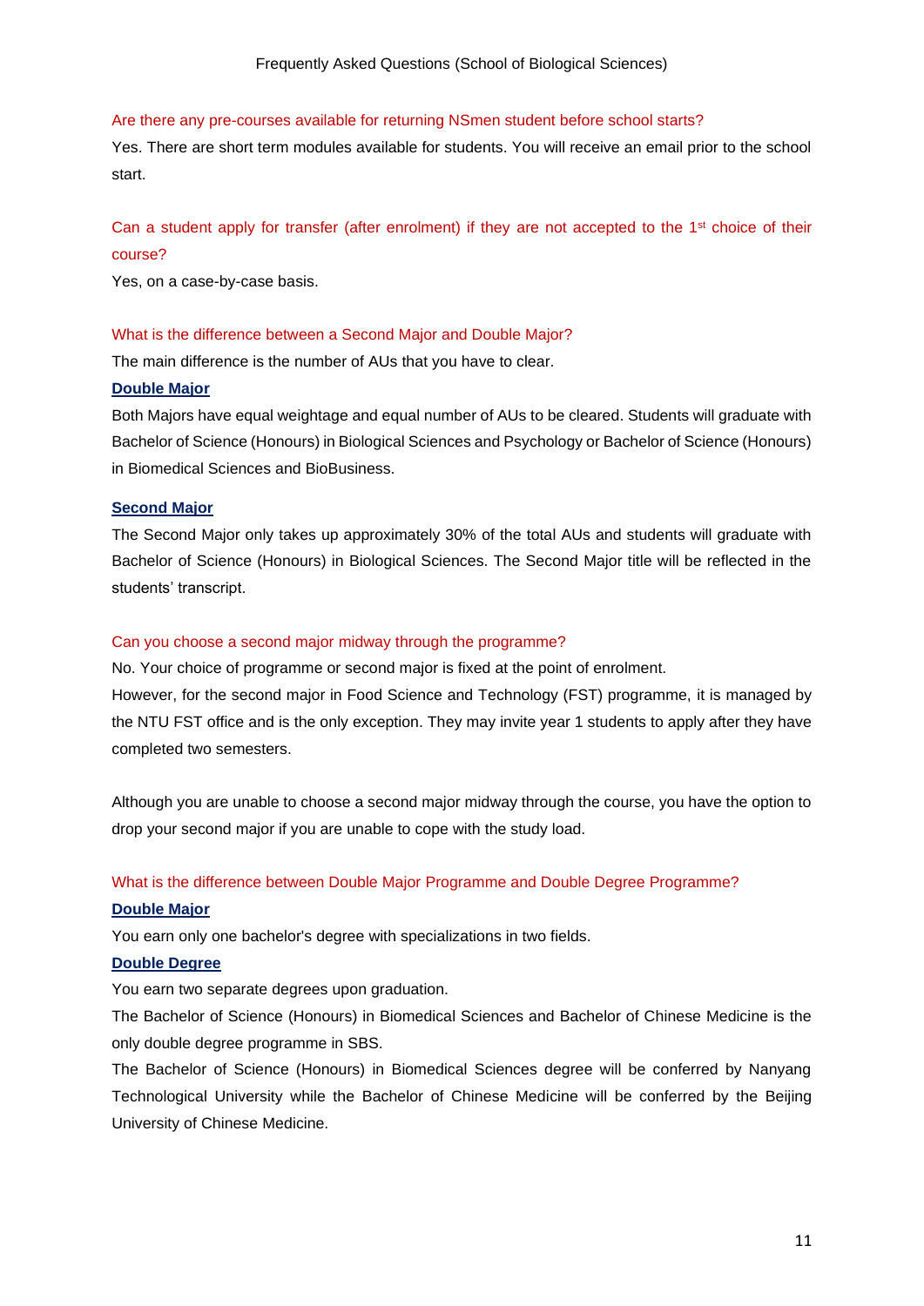### Are there any pre-courses available for returning NSmen student before school starts?

Yes. There are short term modules available for students. You will receive an email prior to the school start.

### Can a student apply for transfer (after enrolment) if they are not accepted to the 1st choice of their course?

Yes, on a case-by-case basis.

### What is the difference between a Second Major and Double Major?

The main difference is the number of AUs that you have to clear.

**Double Major**

Both Majors have equal weightage and equal number of AUs to be cleared. Students will graduate with Bachelor of Science (Honours) in Biological Sciences and Psychology or Bachelor of Science (Honours) in Biomedical Sciences and BioBusiness.

**Second Major**

The Second Major only takes up approximately 30% of the total AUs and students will graduate with Bachelor of Science (Honours) in Biological Sciences. The Second Major title will be reflected in the students' transcript.

### Can you choose a second major midway through the programme?

No. Your choice of programme or second major is fixed at the point of enrolment.

However, for the second major in Food Science and Technology (FST) programme, it is managed by the NTU FST office and is the only exception. They may invite year 1 students to apply after they have completed two semesters.

Although you are unable to choose a second major midway through the course, you have the option to drop your second major if you are unable to cope with the study load.

### What is the difference between Double Major Programme and Double Degree Programme?

**Double Major**

You earn only one bachelor's degree with specializations in two fields.

**Double Degree**

You earn two separate degrees upon graduation.

The Bachelor of Science (Honours) in Biomedical Sciences and Bachelor of Chinese Medicine is the only double degree programme in SBS.

The Bachelor of Science (Honours) in Biomedical Sciences degree will be conferred by Nanyang Technological University while the Bachelor of Chinese Medicine will be conferred by the Beijing University of Chinese Medicine.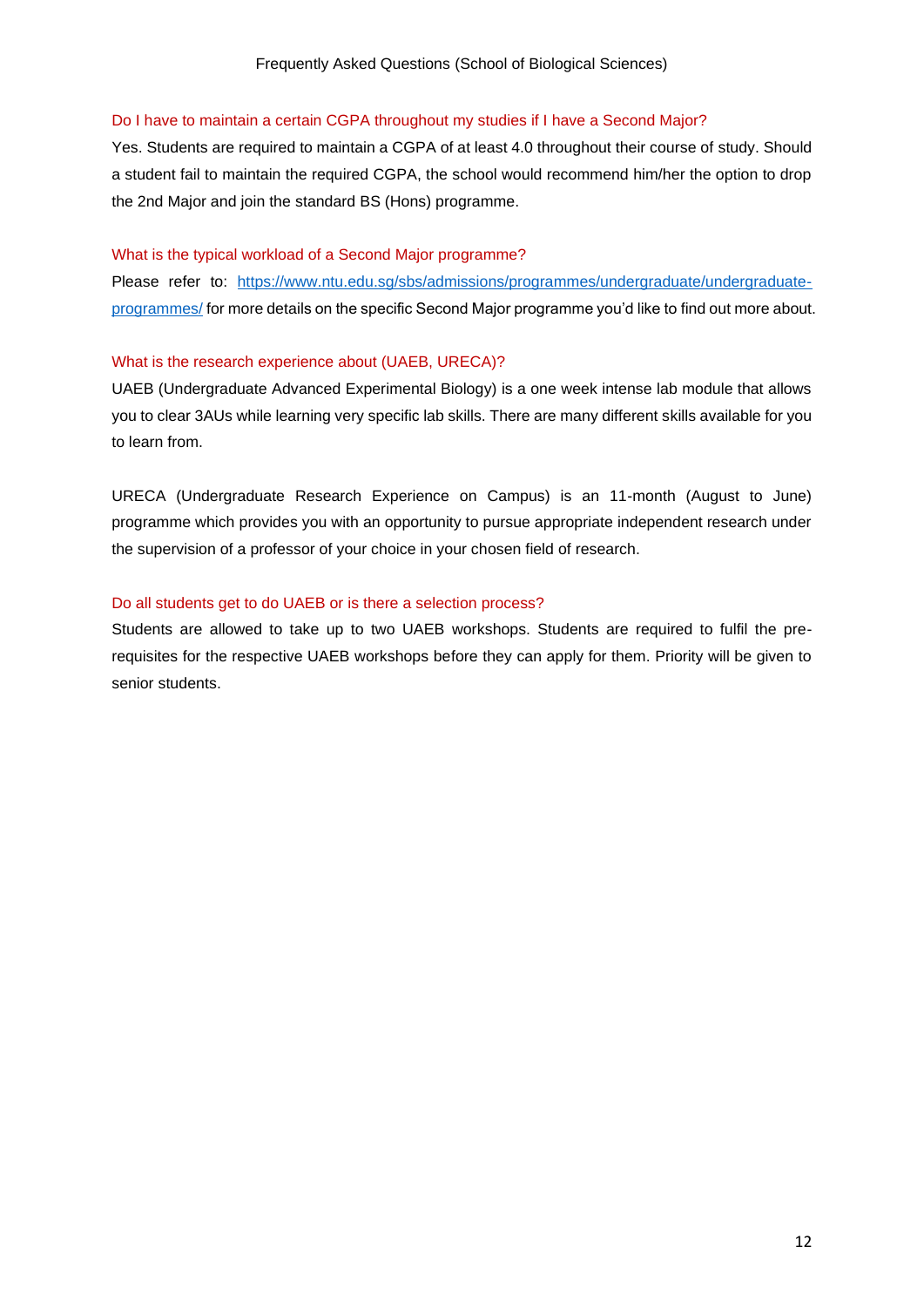### Do I have to maintain a certain CGPA throughout my studies if I have a Second Major?

Yes. Students are required to maintain a CGPA of at least 4.0 throughout their course of study. Should a student fail to maintain the required CGPA, the school would recommend him/her the option to drop the 2nd Major and join the standard BS (Hons) programme.

### What is the typical workload of a Second Major programme?

Please refer to: [https://www.ntu.edu.sg/sbs/admissions/programmes/undergraduate/undergraduate-programmes/](https://www.ntu.edu.sg/sbs/admissions/programmes/undergraduate/undergraduate-programmes/) for more details on the specific Second Major programme you'd like to find out more about.

### What is the research experience about (UAEB, URECA)?

UAEB (Undergraduate Advanced Experimental Biology) is a one week intense lab module that allows you to clear 3AUs while learning very specific lab skills. There are many different skills available for you to learn from.

URECA (Undergraduate Research Experience on Campus) is an 11-month (August to June) programme which provides you with an opportunity to pursue appropriate independent research under the supervision of a professor of your choice in your chosen field of research.

### Do all students get to do UAEB or is there a selection process?

Students are allowed to take up to two UAEB workshops. Students are required to fulfil the pre-requisites for the respective UAEB workshops before they can apply for them. Priority will be given to senior students.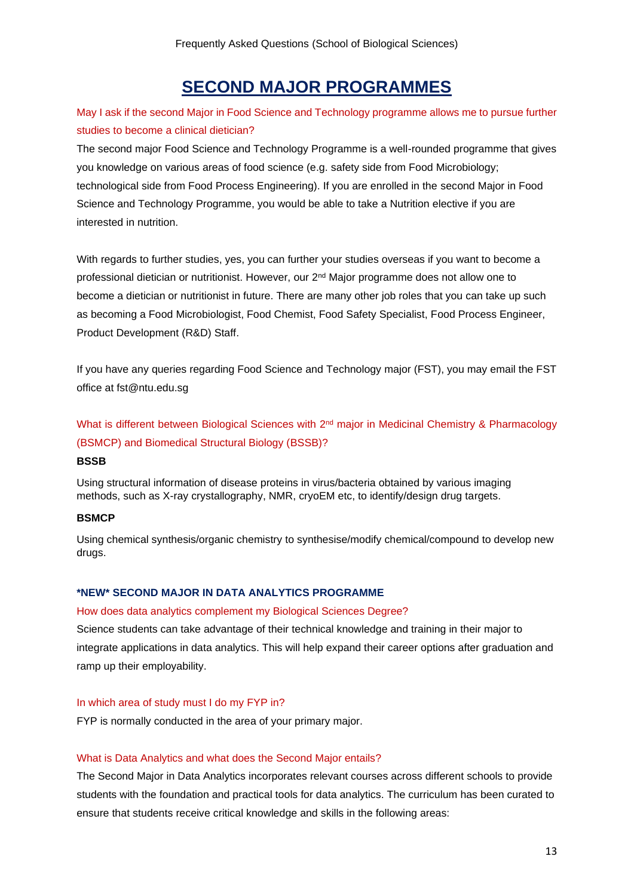# SECOND MAJOR PROGRAMMES

May I ask if the second Major in Food Science and Technology programme allows me to pursue further studies to become a clinical dietician?

The second major Food Science and Technology Programme is a well-rounded programme that gives you knowledge on various areas of food science (e.g. safety side from Food Microbiology; technological side from Food Process Engineering). If you are enrolled in the second Major in Food Science and Technology Programme, you would be able to take a Nutrition elective if you are interested in nutrition.

With regards to further studies, yes, you can further your studies overseas if you want to become a professional dietician or nutritionist. However, our 2nd Major programme does not allow one to become a dietician or nutritionist in future. There are many other job roles that you can take up such as becoming a Food Microbiologist, Food Chemist, Food Safety Specialist, Food Process Engineer, Product Development (R&D) Staff.

If you have any queries regarding Food Science and Technology major (FST), you may email the FST office at fst@ntu.edu.sg

What is different between Biological Sciences with 2nd major in Medicinal Chemistry & Pharmacology (BSMCP) and Biomedical Structural Biology (BSSB)?

**BSSB**

Using structural information of disease proteins in virus/bacteria obtained by various imaging methods, such as X-ray crystallography, NMR, cryoEM etc, to identify/design drug targets.

**BSMCP**

Using chemical synthesis/organic chemistry to synthesise/modify chemical/compound to develop new drugs.

### *NEW* SECOND MAJOR IN DATA ANALYTICS PROGRAMME

How does data analytics complement my Biological Sciences Degree?

Science students can take advantage of their technical knowledge and training in their major to integrate applications in data analytics. This will help expand their career options after graduation and ramp up their employability.

In which area of study must I do my FYP in?

FYP is normally conducted in the area of your primary major.

What is Data Analytics and what does the Second Major entails?

The Second Major in Data Analytics incorporates relevant courses across different schools to provide students with the foundation and practical tools for data analytics. The curriculum has been curated to ensure that students receive critical knowledge and skills in the following areas: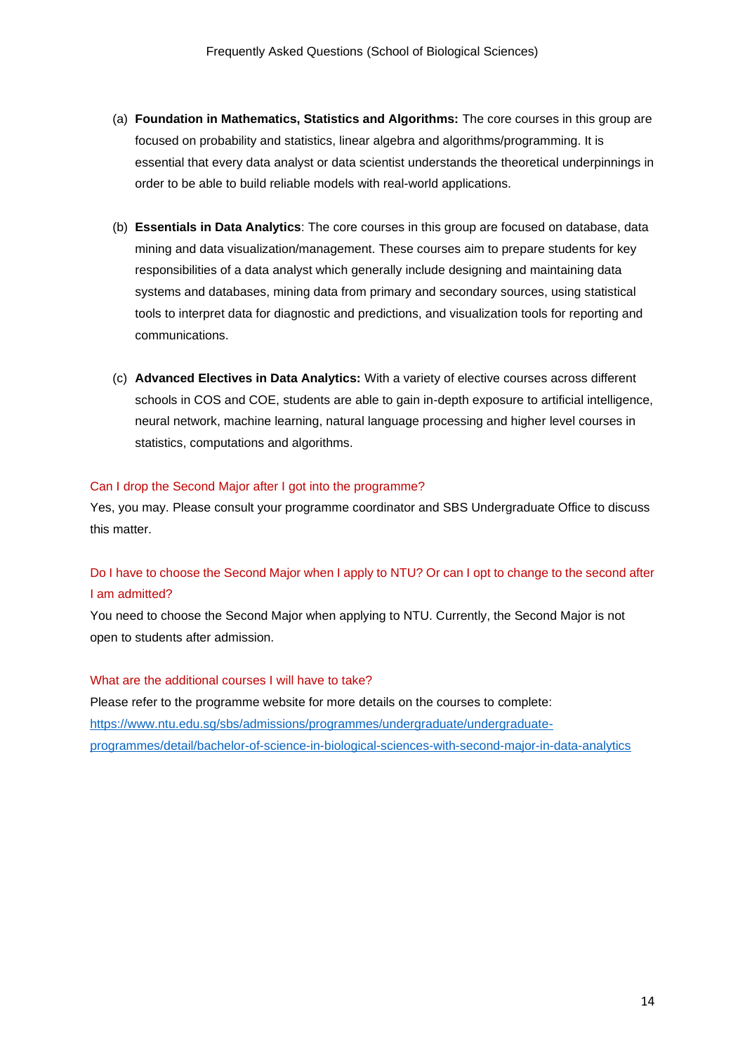(a) **Foundation in Mathematics, Statistics and Algorithms:** The core courses in this group are focused on probability and statistics, linear algebra and algorithms/programming. It is essential that every data analyst or data scientist understands the theoretical underpinnings in order to be able to build reliable models with real-world applications.

(b) **Essentials in Data Analytics**: The core courses in this group are focused on database, data mining and data visualization/management. These courses aim to prepare students for key responsibilities of a data analyst which generally include designing and maintaining data systems and databases, mining data from primary and secondary sources, using statistical tools to interpret data for diagnostic and predictions, and visualization tools for reporting and communications.

(c) **Advanced Electives in Data Analytics:** With a variety of elective courses across different schools in COS and COE, students are able to gain in-depth exposure to artificial intelligence, neural network, machine learning, natural language processing and higher level courses in statistics, computations and algorithms.

#### Can I drop the Second Major after I got into the programme?

Yes, you may. Please consult your programme coordinator and SBS Undergraduate Office to discuss this matter.

#### Do I have to choose the Second Major when I apply to NTU? Or can I opt to change to the second after I am admitted?

You need to choose the Second Major when applying to NTU. Currently, the Second Major is not open to students after admission.

#### What are the additional courses I will have to take?

Please refer to the programme website for more details on the courses to complete:
[https://www.ntu.edu.sg/sbs/admissions/programmes/undergraduate/undergraduate-programmes/detail/bachelor-of-science-in-biological-sciences-with-second-major-in-data-analytics](https://www.ntu.edu.sg/sbs/admissions/programmes/undergraduate/undergraduate-programmes/detail/bachelor-of-science-in-biological-sciences-with-second-major-in-data-analytics)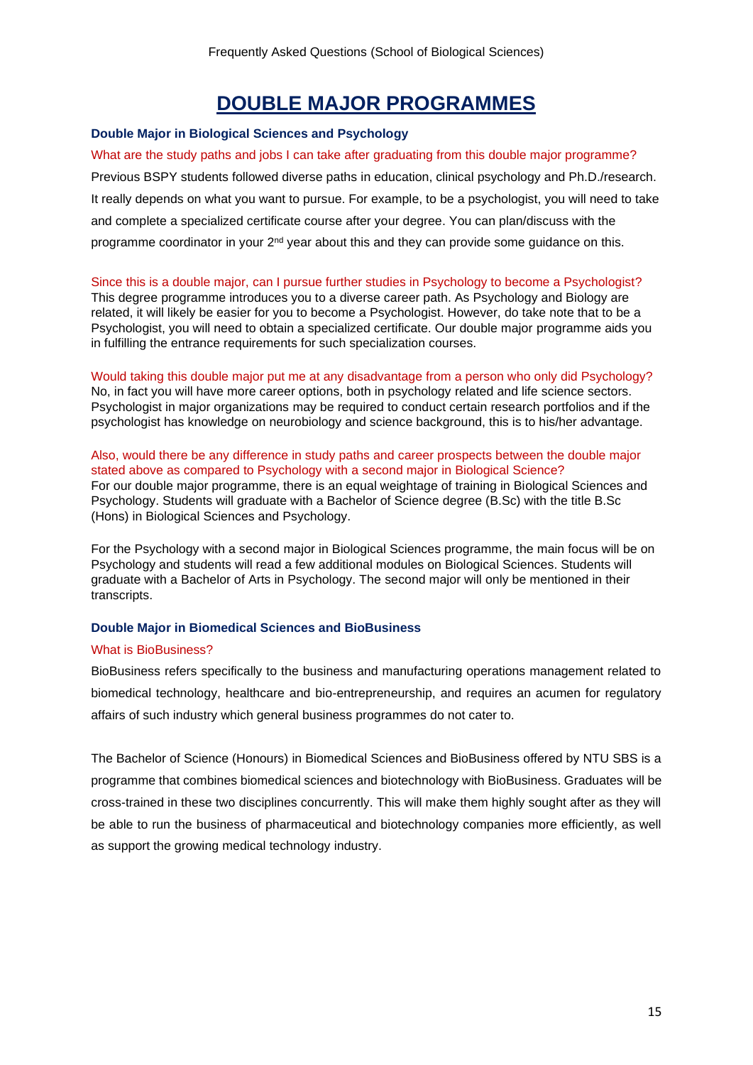# DOUBLE MAJOR PROGRAMMES

### Double Major in Biological Sciences and Psychology

What are the study paths and jobs I can take after graduating from this double major programme?

Previous BSPY students followed diverse paths in education, clinical psychology and Ph.D./research. It really depends on what you want to pursue. For example, to be a psychologist, you will need to take and complete a specialized certificate course after your degree. You can plan/discuss with the programme coordinator in your 2nd year about this and they can provide some guidance on this.

Since this is a double major, can I pursue further studies in Psychology to become a Psychologist?

This degree programme introduces you to a diverse career path. As Psychology and Biology are related, it will likely be easier for you to become a Psychologist. However, do take note that to be a Psychologist, you will need to obtain a specialized certificate. Our double major programme aids you in fulfilling the entrance requirements for such specialization courses.

Would taking this double major put me at any disadvantage from a person who only did Psychology?

No, in fact you will have more career options, both in psychology related and life science sectors. Psychologist in major organizations may be required to conduct certain research portfolios and if the psychologist has knowledge on neurobiology and science background, this is to his/her advantage.

Also, would there be any difference in study paths and career prospects between the double major stated above as compared to Psychology with a second major in Biological Science?

For our double major programme, there is an equal weightage of training in Biological Sciences and Psychology. Students will graduate with a Bachelor of Science degree (B.Sc) with the title B.Sc (Hons) in Biological Sciences and Psychology.

For the Psychology with a second major in Biological Sciences programme, the main focus will be on Psychology and students will read a few additional modules on Biological Sciences. Students will graduate with a Bachelor of Arts in Psychology. The second major will only be mentioned in their transcripts.

### Double Major in Biomedical Sciences and BioBusiness

What is BioBusiness?

BioBusiness refers specifically to the business and manufacturing operations management related to biomedical technology, healthcare and bio-entrepreneurship, and requires an acumen for regulatory affairs of such industry which general business programmes do not cater to.

The Bachelor of Science (Honours) in Biomedical Sciences and BioBusiness offered by NTU SBS is a programme that combines biomedical sciences and biotechnology with BioBusiness. Graduates will be cross-trained in these two disciplines concurrently. This will make them highly sought after as they will be able to run the business of pharmaceutical and biotechnology companies more efficiently, as well as support the growing medical technology industry.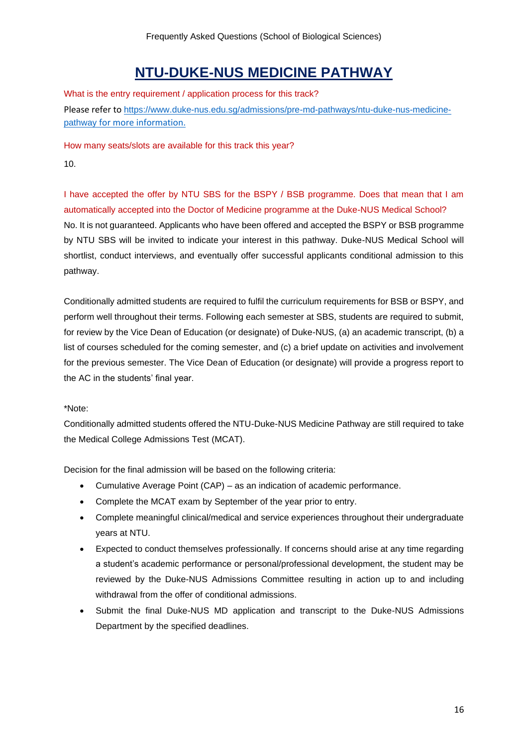# NTU-DUKE-NUS MEDICINE PATHWAY

What is the entry requirement / application process for this track?

Please refer to [https://www.duke-nus.edu.sg/admissions/pre-md-pathways/ntu-duke-nus-medicine-pathway for more information.](https://www.duke-nus.edu.sg/admissions/pre-md-pathways/ntu-duke-nus-medicine-pathway)

How many seats/slots are available for this track this year?

10.

I have accepted the offer by NTU SBS for the BSPY / BSB programme. Does that mean that I am automatically accepted into the Doctor of Medicine programme at the Duke-NUS Medical School?

No. It is not guaranteed. Applicants who have been offered and accepted the BSPY or BSB programme by NTU SBS will be invited to indicate your interest in this pathway. Duke-NUS Medical School will shortlist, conduct interviews, and eventually offer successful applicants conditional admission to this pathway.

Conditionally admitted students are required to fulfil the curriculum requirements for BSB or BSPY, and perform well throughout their terms. Following each semester at SBS, students are required to submit, for review by the Vice Dean of Education (or designate) of Duke-NUS, (a) an academic transcript, (b) a list of courses scheduled for the coming semester, and (c) a brief update on activities and involvement for the previous semester. The Vice Dean of Education (or designate) will provide a progress report to the AC in the students' final year.

*Note:

Conditionally admitted students offered the NTU-Duke-NUS Medicine Pathway are still required to take the Medical College Admissions Test (MCAT).

Decision for the final admission will be based on the following criteria:

- Cumulative Average Point (CAP) – as an indication of academic performance.
- Complete the MCAT exam by September of the year prior to entry.
- Complete meaningful clinical/medical and service experiences throughout their undergraduate years at NTU.
- Expected to conduct themselves professionally. If concerns should arise at any time regarding a student's academic performance or personal/professional development, the student may be reviewed by the Duke-NUS Admissions Committee resulting in action up to and including withdrawal from the offer of conditional admissions.
- Submit the final Duke-NUS MD application and transcript to the Duke-NUS Admissions Department by the specified deadlines.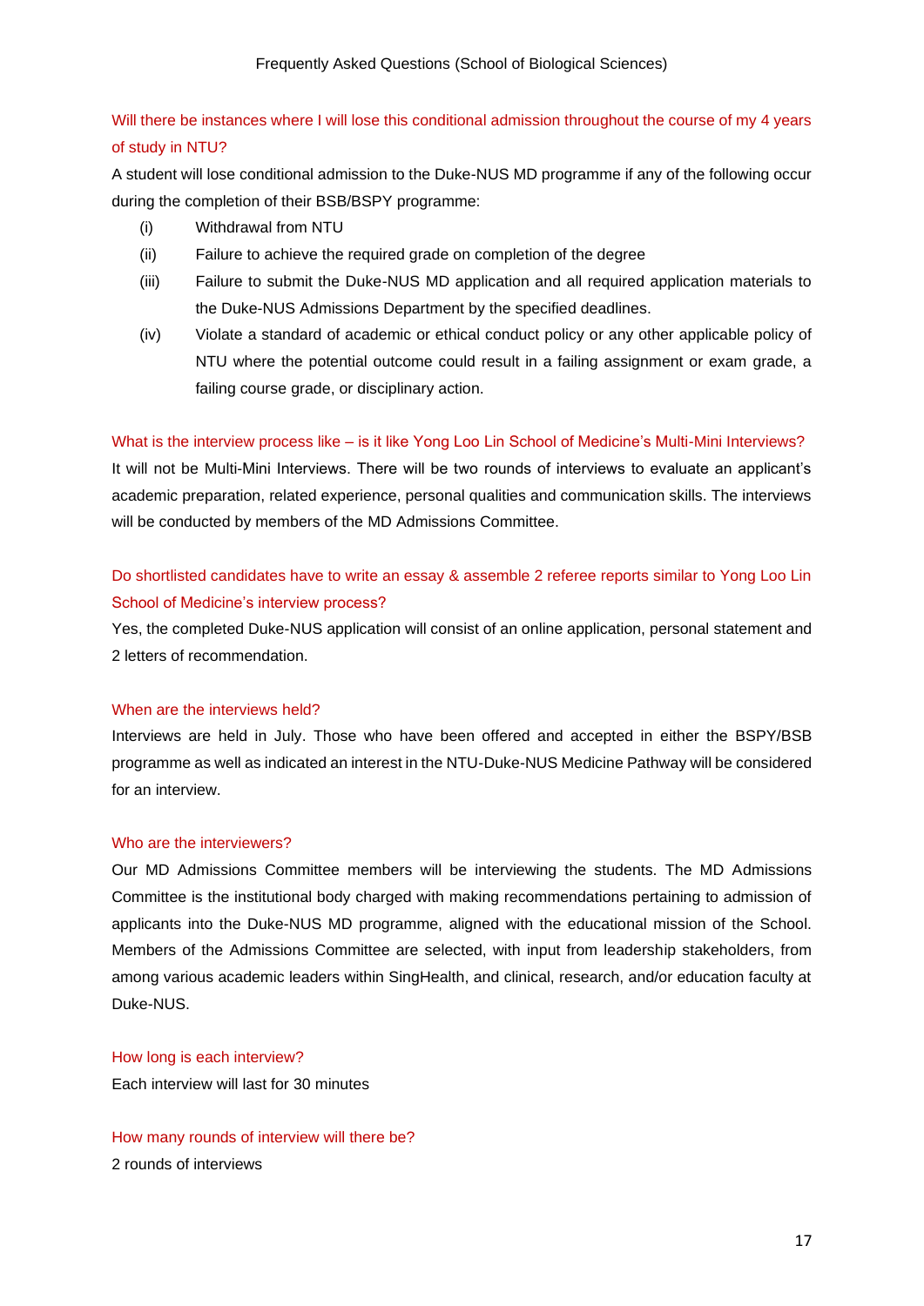### Will there be instances where I will lose this conditional admission throughout the course of my 4 years of study in NTU?

A student will lose conditional admission to the Duke-NUS MD programme if any of the following occur during the completion of their BSB/BSPY programme:

(i) Withdrawal from NTU

(ii) Failure to achieve the required grade on completion of the degree

(iii) Failure to submit the Duke-NUS MD application and all required application materials to the Duke-NUS Admissions Department by the specified deadlines.

(iv) Violate a standard of academic or ethical conduct policy or any other applicable policy of NTU where the potential outcome could result in a failing assignment or exam grade, a failing course grade, or disciplinary action.

### What is the interview process like – is it like Yong Loo Lin School of Medicine's Multi-Mini Interviews?

It will not be Multi-Mini Interviews. There will be two rounds of interviews to evaluate an applicant's academic preparation, related experience, personal qualities and communication skills. The interviews will be conducted by members of the MD Admissions Committee.

### Do shortlisted candidates have to write an essay & assemble 2 referee reports similar to Yong Loo Lin School of Medicine's interview process?

Yes, the completed Duke-NUS application will consist of an online application, personal statement and 2 letters of recommendation.

### When are the interviews held?

Interviews are held in July. Those who have been offered and accepted in either the BSPY/BSB programme as well as indicated an interest in the NTU-Duke-NUS Medicine Pathway will be considered for an interview.

### Who are the interviewers?

Our MD Admissions Committee members will be interviewing the students. The MD Admissions Committee is the institutional body charged with making recommendations pertaining to admission of applicants into the Duke-NUS MD programme, aligned with the educational mission of the School. Members of the Admissions Committee are selected, with input from leadership stakeholders, from among various academic leaders within SingHealth, and clinical, research, and/or education faculty at Duke-NUS.

### How long is each interview?

Each interview will last for 30 minutes

### How many rounds of interview will there be?

2 rounds of interviews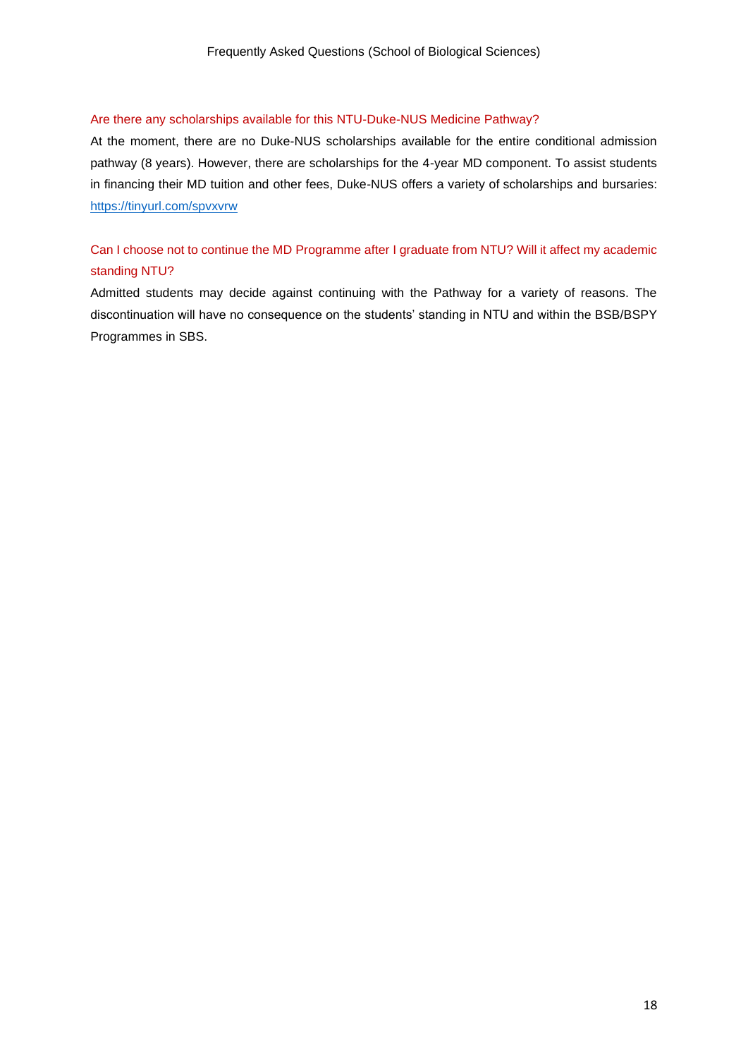### Are there any scholarships available for this NTU-Duke-NUS Medicine Pathway?

At the moment, there are no Duke-NUS scholarships available for the entire conditional admission pathway (8 years). However, there are scholarships for the 4-year MD component. To assist students in financing their MD tuition and other fees, Duke-NUS offers a variety of scholarships and bursaries: https://tinyurl.com/spvxvrw

### Can I choose not to continue the MD Programme after I graduate from NTU? Will it affect my academic standing NTU?

Admitted students may decide against continuing with the Pathway for a variety of reasons. The discontinuation will have no consequence on the students' standing in NTU and within the BSB/BSPY Programmes in SBS.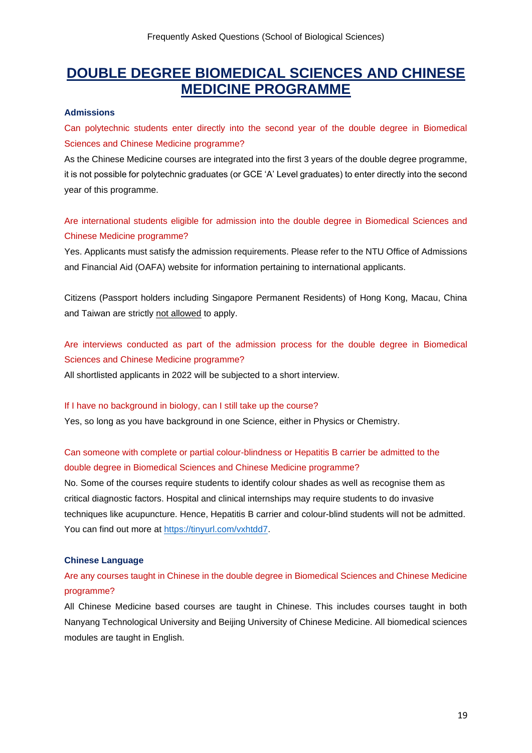# DOUBLE DEGREE BIOMEDICAL SCIENCES AND CHINESE MEDICINE PROGRAMME

### Admissions

**Can polytechnic students enter directly into the second year of the double degree in Biomedical Sciences and Chinese Medicine programme?**

As the Chinese Medicine courses are integrated into the first 3 years of the double degree programme, it is not possible for polytechnic graduates (or GCE 'A' Level graduates) to enter directly into the second year of this programme.

**Are international students eligible for admission into the double degree in Biomedical Sciences and Chinese Medicine programme?**

Yes. Applicants must satisfy the admission requirements. Please refer to the NTU Office of Admissions and Financial Aid (OAFA) website for information pertaining to international applicants.

Citizens (Passport holders including Singapore Permanent Residents) of Hong Kong, Macau, China and Taiwan are strictly <u>not allowed</u> to apply.

**Are interviews conducted as part of the admission process for the double degree in Biomedical Sciences and Chinese Medicine programme?**

All shortlisted applicants in 2022 will be subjected to a short interview.

**If I have no background in biology, can I still take up the course?**

Yes, so long as you have background in one Science, either in Physics or Chemistry.

**Can someone with complete or partial colour-blindness or Hepatitis B carrier be admitted to the double degree in Biomedical Sciences and Chinese Medicine programme?**

No. Some of the courses require students to identify colour shades as well as recognise them as critical diagnostic factors. Hospital and clinical internships may require students to do invasive techniques like acupuncture. Hence, Hepatitis B carrier and colour-blind students will not be admitted. You can find out more at [https://tinyurl.com/vxhtdd7](https://tinyurl.com/vxhtdd7).

### Chinese Language

**Are any courses taught in Chinese in the double degree in Biomedical Sciences and Chinese Medicine programme?**

All Chinese Medicine based courses are taught in Chinese. This includes courses taught in both Nanyang Technological University and Beijing University of Chinese Medicine. All biomedical sciences modules are taught in English.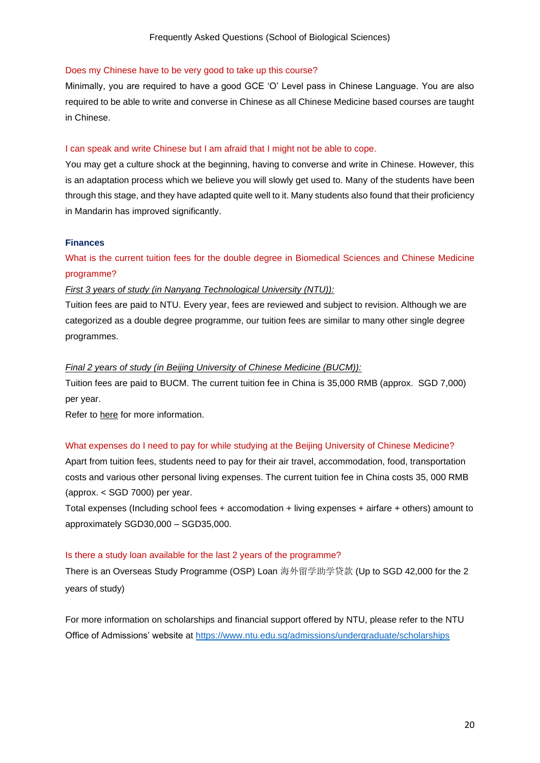Does my Chinese have to be very good to take up this course?

Minimally, you are required to have a good GCE 'O' Level pass in Chinese Language. You are also required to be able to write and converse in Chinese as all Chinese Medicine based courses are taught in Chinese.

I can speak and write Chinese but I am afraid that I might not be able to cope.

You may get a culture shock at the beginning, having to converse and write in Chinese. However, this is an adaptation process which we believe you will slowly get used to. Many of the students have been through this stage, and they have adapted quite well to it. Many students also found that their proficiency in Mandarin has improved significantly.

## Finances

What is the current tuition fees for the double degree in Biomedical Sciences and Chinese Medicine programme?

*First 3 years of study (in Nanyang Technological University (NTU)):*

Tuition fees are paid to NTU. Every year, fees are reviewed and subject to revision. Although we are categorized as a double degree programme, our tuition fees are similar to many other single degree programmes.

*Final 2 years of study (in Beijing University of Chinese Medicine (BUCM)):*

Tuition fees are paid to BUCM. The current tuition fee in China is 35,000 RMB (approx. SGD 7,000) per year.

Refer to here for more information.

What expenses do I need to pay for while studying at the Beijing University of Chinese Medicine?

Apart from tuition fees, students need to pay for their air travel, accommodation, food, transportation costs and various other personal living expenses. The current tuition fee in China costs 35, 000 RMB (approx. < SGD 7000) per year.

Total expenses (Including school fees + accomodation + living expenses + airfare + others) amount to approximately SGD30,000 – SGD35,000.

Is there a study loan available for the last 2 years of the programme?

There is an Overseas Study Programme (OSP) Loan 海外留学助学贷款 (Up to SGD 42,000 for the 2 years of study)

For more information on scholarships and financial support offered by NTU, please refer to the NTU Office of Admissions' website at https://www.ntu.edu.sg/admissions/undergraduate/scholarships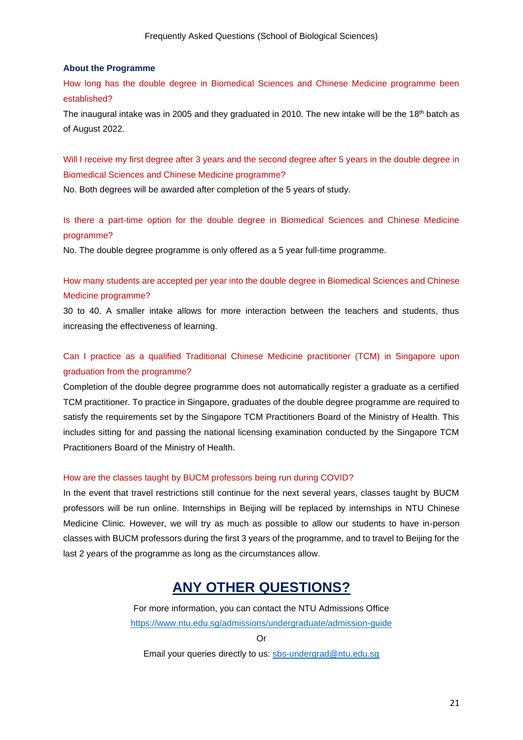### About the Programme

**How long has the double degree in Biomedical Sciences and Chinese Medicine programme been established?**

The inaugural intake was in 2005 and they graduated in 2010. The new intake will be the 18th batch as of August 2022.

**Will I receive my first degree after 3 years and the second degree after 5 years in the double degree in Biomedical Sciences and Chinese Medicine programme?**

No. Both degrees will be awarded after completion of the 5 years of study.

**Is there a part-time option for the double degree in Biomedical Sciences and Chinese Medicine programme?**

No. The double degree programme is only offered as a 5 year full-time programme.

**How many students are accepted per year into the double degree in Biomedical Sciences and Chinese Medicine programme?**

30 to 40. A smaller intake allows for more interaction between the teachers and students, thus increasing the effectiveness of learning.

**Can I practice as a qualified Traditional Chinese Medicine practitioner (TCM) in Singapore upon graduation from the programme?**

Completion of the double degree programme does not automatically register a graduate as a certified TCM practitioner. To practice in Singapore, graduates of the double degree programme are required to satisfy the requirements set by the Singapore TCM Practitioners Board of the Ministry of Health. This includes sitting for and passing the national licensing examination conducted by the Singapore TCM Practitioners Board of the Ministry of Health.

**How are the classes taught by BUCM professors being run during COVID?**

In the event that travel restrictions still continue for the next several years, classes taught by BUCM professors will be run online. Internships in Beijing will be replaced by internships in NTU Chinese Medicine Clinic. However, we will try as much as possible to allow our students to have in-person classes with BUCM professors during the first 3 years of the programme, and to travel to Beijing for the last 2 years of the programme as long as the circumstances allow.

## ANY OTHER QUESTIONS?

For more information, you can contact the NTU Admissions Office
https://www.ntu.edu.sg/admissions/undergraduate/admission-guide

Or

Email your queries directly to us: sbs-undergrad@ntu.edu.sg